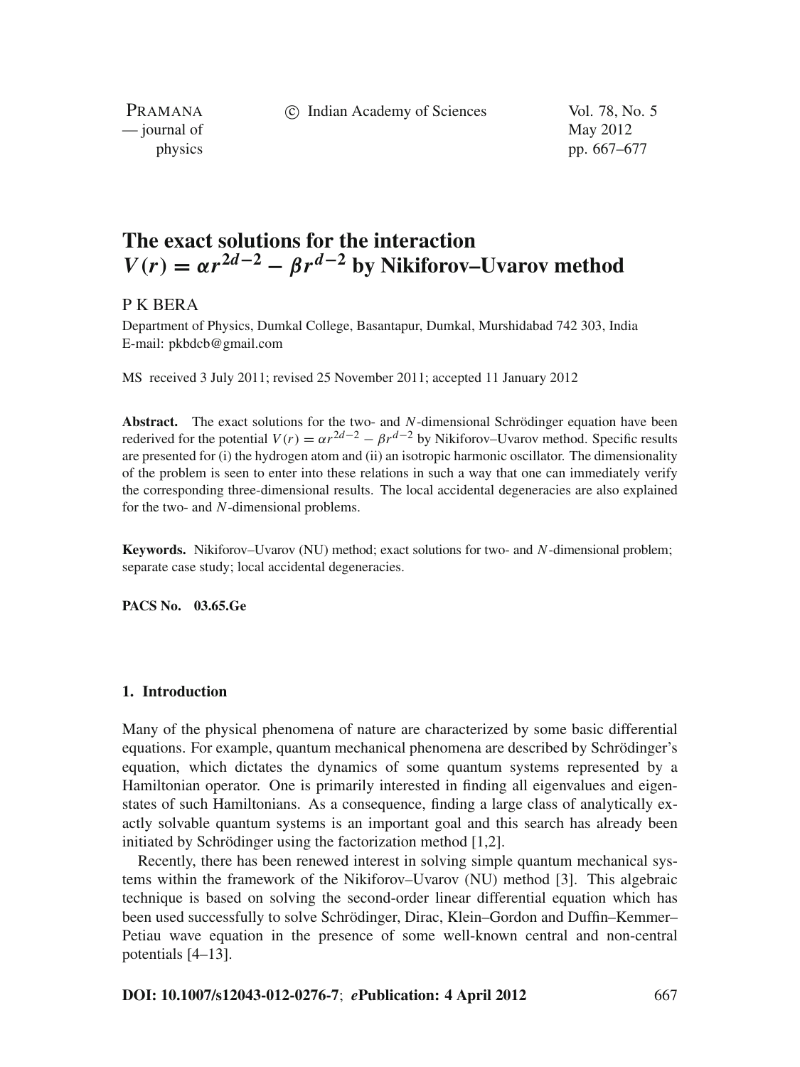# The exact solutions for the interaction $V(r) = \alpha r^{2d-2} - \beta r^{d-2}$ by Nikiforov–Uvarov method

P K BERA

Department of Physics, Dumkal College, Basantapur, Dumkal, Murshidabad 742 303, India
E-mail: pkbdcb@gmail.com

MS received 3 July 2011; revised 25 November 2011; accepted 11 January 2012

**Abstract.** The exact solutions for the two- and $N$-dimensional Schrödinger equation have been rederived for the potential $V(r) = \alpha r^{2d-2} - \beta r^{d-2}$ by Nikiforov–Uvarov method. Specific results are presented for (i) the hydrogen atom and (ii) an isotropic harmonic oscillator. The dimensionality of the problem is seen to enter into these relations in such a way that one can immediately verify the corresponding three-dimensional results. The local accidental degeneracies are also explained for the two- and $N$-dimensional problems.

**Keywords.** Nikiforov–Uvarov (NU) method; exact solutions for two- and $N$-dimensional problem; separate case study; local accidental degeneracies.

**PACS No.** 03.65.Ge

## 1. Introduction

Many of the physical phenomena of nature are characterized by some basic differential equations. For example, quantum mechanical phenomena are described by Schrödinger's equation, which dictates the dynamics of some quantum systems represented by a Hamiltonian operator. One is primarily interested in finding all eigenvalues and eigenstates of such Hamiltonians. As a consequence, finding a large class of analytically exactly solvable quantum systems is an important goal and this search has already been initiated by Schrödinger using the factorization method [1,2].

Recently, there has been renewed interest in solving simple quantum mechanical systems within the framework of the Nikiforov–Uvarov (NU) method [3]. This algebraic technique is based on solving the second-order linear differential equation which has been used successfully to solve Schrödinger, Dirac, Klein–Gordon and Duffin–Kemmer–Petiau wave equation in the presence of some well-known central and non-central potentials [4–13].

**DOI: 10.1007/s12043-012-0276-7**; ***e*Publication: 4 April 2012**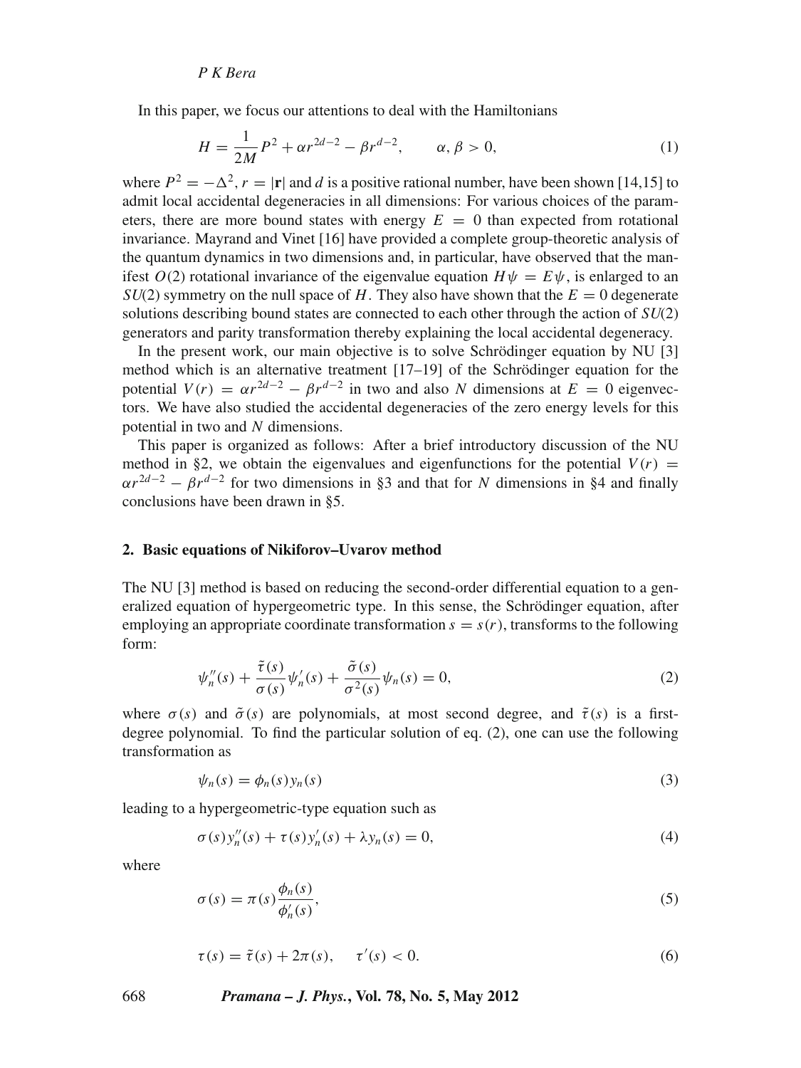In this paper, we focus our attentions to deal with the Hamiltonians

$$H = \frac{1}{2M}P^2 + \alpha r^{2d-2} - \beta r^{d-2}, \qquad \alpha, \beta > 0, \tag{1}$$

where $P^2 = -\Delta^2$, $r = |\mathbf{r}|$ and $d$ is a positive rational number, have been shown [14,15] to admit local accidental degeneracies in all dimensions: For various choices of the parameters, there are more bound states with energy $E = 0$ than expected from rotational invariance. Mayrand and Vinet [16] have provided a complete group-theoretic analysis of the quantum dynamics in two dimensions and, in particular, have observed that the manifest $O(2)$ rotational invariance of the eigenvalue equation $H\psi = E\psi$, is enlarged to an $SU(2)$ symmetry on the null space of $H$. They also have shown that the $E = 0$ degenerate solutions describing bound states are connected to each other through the action of $SU(2)$ generators and parity transformation thereby explaining the local accidental degeneracy.

In the present work, our main objective is to solve Schrödinger equation by NU [3] method which is an alternative treatment [17–19] of the Schrödinger equation for the potential $V(r) = \alpha r^{2d-2} - \beta r^{d-2}$ in two and also $N$ dimensions at $E = 0$ eigenvectors. We have also studied the accidental degeneracies of the zero energy levels for this potential in two and $N$ dimensions.

This paper is organized as follows: After a brief introductory discussion of the NU method in §2, we obtain the eigenvalues and eigenfunctions for the potential $V(r) = \alpha r^{2d-2} - \beta r^{d-2}$ for two dimensions in §3 and that for $N$ dimensions in §4 and finally conclusions have been drawn in §5.

## 2. Basic equations of Nikiforov–Uvarov method

The NU [3] method is based on reducing the second-order differential equation to a generalized equation of hypergeometric type. In this sense, the Schrödinger equation, after employing an appropriate coordinate transformation $s = s(r)$, transforms to the following form:

$$\psi_n''(s) + \frac{\tilde{\tau}(s)}{\sigma(s)}\psi_n'(s) + \frac{\tilde{\sigma}(s)}{\sigma^2(s)}\psi_n(s) = 0, \tag{2}$$

where $\sigma(s)$ and $\tilde{\sigma}(s)$ are polynomials, at most second degree, and $\tilde{\tau}(s)$ is a first-degree polynomial. To find the particular solution of eq. (2), one can use the following transformation as

$$\psi_n(s) = \phi_n(s)y_n(s) \tag{3}$$

leading to a hypergeometric-type equation such as

$$\sigma(s)y_n''(s) + \tau(s)y_n'(s) + \lambda y_n(s) = 0, \tag{4}$$

where

$$\sigma(s) = \pi(s)\frac{\phi_n(s)}{\phi_n'(s)}, \tag{5}$$

$$\tau(s) = \tilde{\tau}(s) + 2\pi(s), \qquad \tau'(s) < 0. \tag{6}$$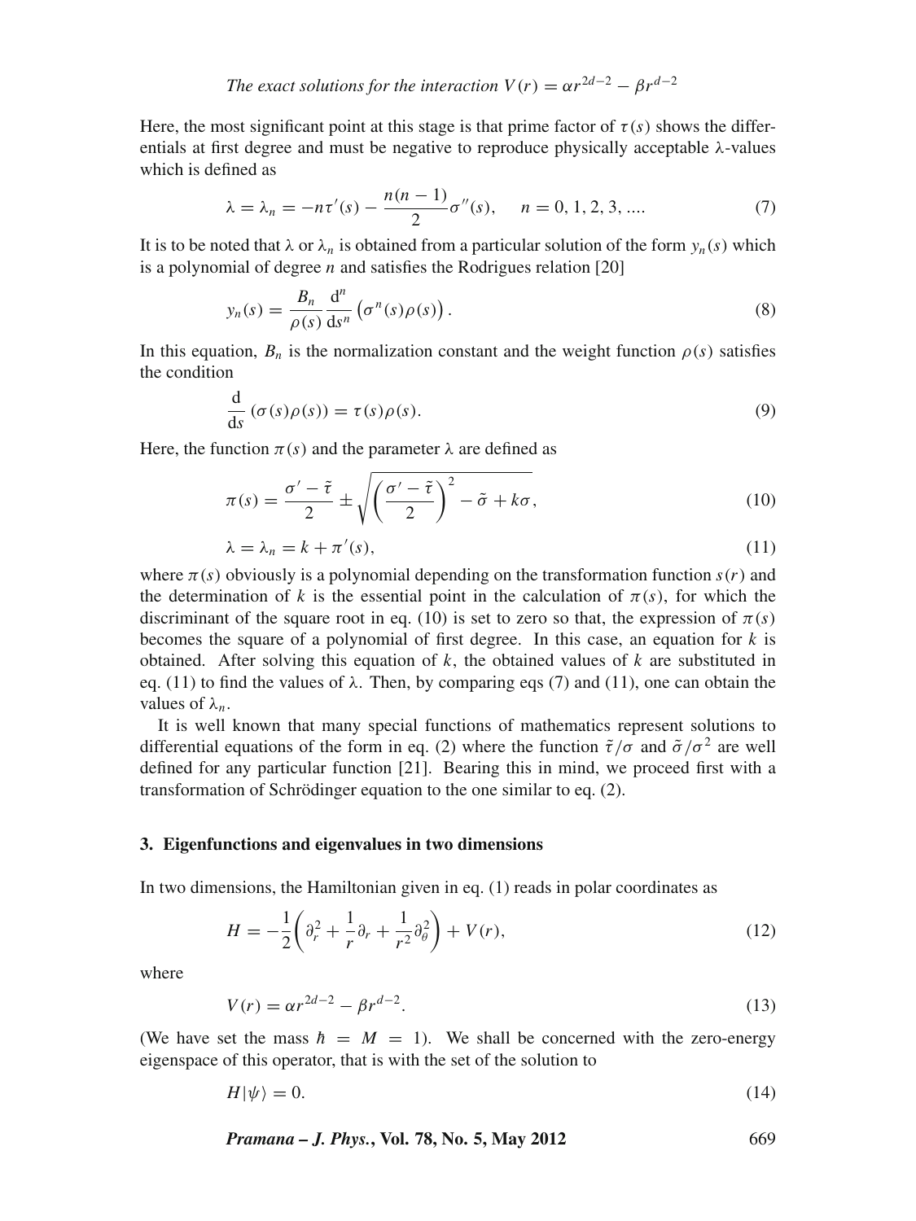Here, the most significant point at this stage is that prime factor of $\tau(s)$ shows the differentials at first degree and must be negative to reproduce physically acceptable $\lambda$-values which is defined as

$$\lambda = \lambda_n = -n\tau'(s) - \frac{n(n-1)}{2}\sigma''(s), \quad n = 0, 1, 2, 3, .... \tag{7}$$

It is to be noted that $\lambda$ or $\lambda_n$ is obtained from a particular solution of the form $y_n(s)$ which is a polynomial of degree $n$ and satisfies the Rodrigues relation [20]

$$y_n(s) = \frac{B_n}{\rho(s)} \frac{\mathrm{d}^n}{\mathrm{d}s^n} \left(\sigma^n(s)\rho(s)\right). \tag{8}$$

In this equation, $B_n$ is the normalization constant and the weight function $\rho(s)$ satisfies the condition

$$\frac{\mathrm{d}}{\mathrm{d}s} \left(\sigma(s)\rho(s)\right) = \tau(s)\rho(s). \tag{9}$$

Here, the function $\pi(s)$ and the parameter $\lambda$ are defined as

$$\pi(s) = \frac{\sigma' - \tilde{\tau}}{2} \pm \sqrt{\left(\frac{\sigma' - \tilde{\tau}}{2}\right)^2 - \tilde{\sigma} + k\sigma}, \tag{10}$$

$$\lambda = \lambda_n = k + \pi'(s), \tag{11}$$

where $\pi(s)$ obviously is a polynomial depending on the transformation function $s(r)$ and the determination of $k$ is the essential point in the calculation of $\pi(s)$, for which the discriminant of the square root in eq. (10) is set to zero so that, the expression of $\pi(s)$ becomes the square of a polynomial of first degree. In this case, an equation for $k$ is obtained. After solving this equation of $k$, the obtained values of $k$ are substituted in eq. (11) to find the values of $\lambda$. Then, by comparing eqs (7) and (11), one can obtain the values of $\lambda_n$.

It is well known that many special functions of mathematics represent solutions to differential equations of the form in eq. (2) where the function $\tilde{\tau}/\sigma$ and $\tilde{\sigma}/\sigma^2$ are well defined for any particular function [21]. Bearing this in mind, we proceed first with a transformation of Schrödinger equation to the one similar to eq. (2).

## 3. Eigenfunctions and eigenvalues in two dimensions

In two dimensions, the Hamiltonian given in eq. (1) reads in polar coordinates as

$$H = -\frac{1}{2}\left(\partial_r^2 + \frac{1}{r}\partial_r + \frac{1}{r^2}\partial_\theta^2\right) + V(r), \tag{12}$$

where

$$V(r) = \alpha r^{2d-2} - \beta r^{d-2}. \tag{13}$$

(We have set the mass $\hbar = M = 1$). We shall be concerned with the zero-energy eigenspace of this operator, that is with the set of the solution to

$$H|\psi\rangle = 0. \tag{14}$$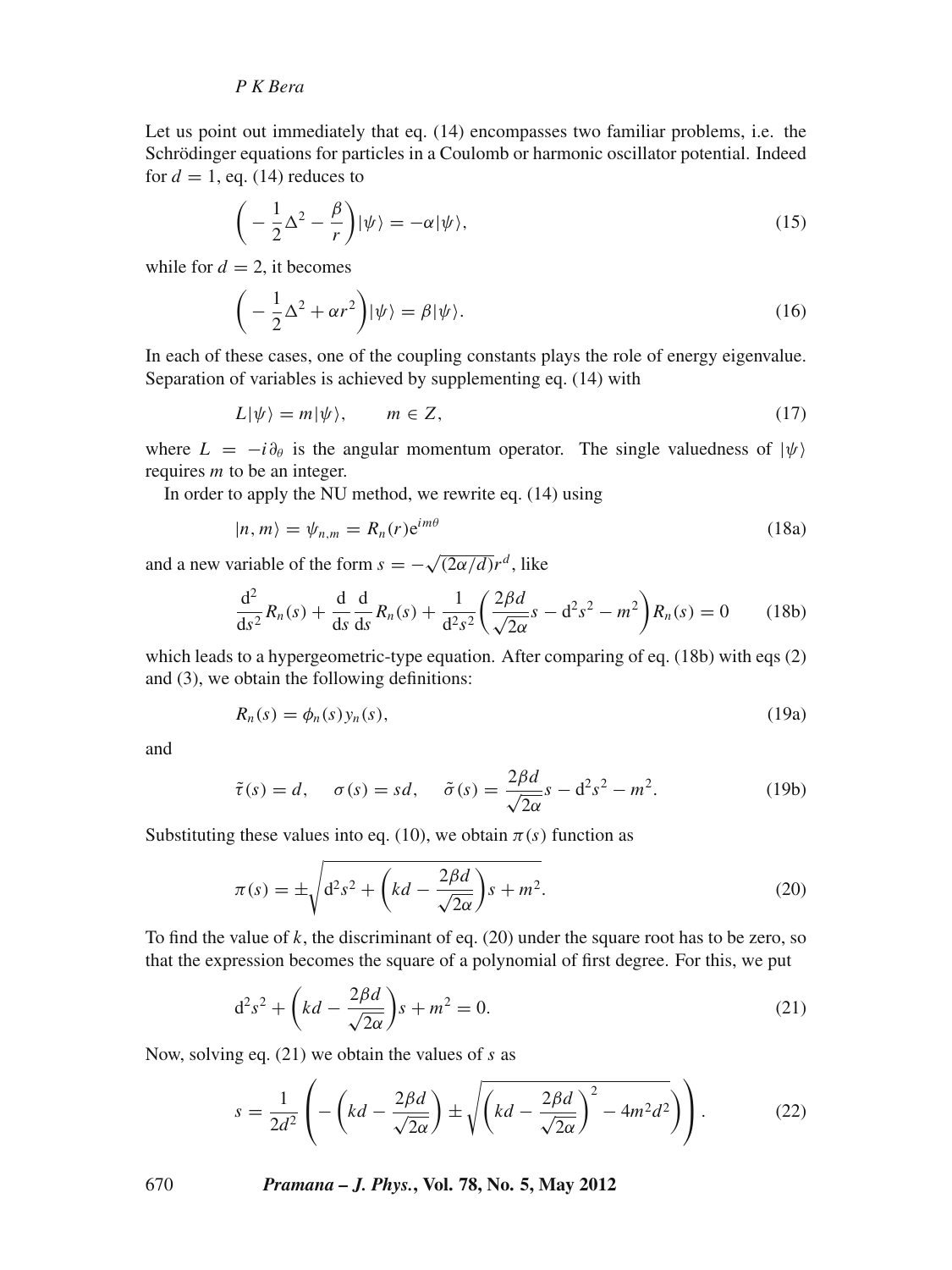Let us point out immediately that eq. (14) encompasses two familiar problems, i.e. the Schrödinger equations for particles in a Coulomb or harmonic oscillator potential. Indeed for $d = 1$, eq. (14) reduces to

$$\left( -\frac{1}{2}\Delta^2 - \frac{\beta}{r} \right)|\psi\rangle = -\alpha|\psi\rangle, \tag{15}$$

while for $d = 2$, it becomes

$$\left( -\frac{1}{2}\Delta^2 + \alpha r^2 \right)|\psi\rangle = \beta|\psi\rangle. \tag{16}$$

In each of these cases, one of the coupling constants plays the role of energy eigenvalue. Separation of variables is achieved by supplementing eq. (14) with

$$L|\psi\rangle = m|\psi\rangle, \qquad m \in Z, \tag{17}$$

where $L = -i\partial_\theta$ is the angular momentum operator. The single valuedness of $|\psi\rangle$ requires $m$ to be an integer.

In order to apply the NU method, we rewrite eq. (14) using

$$|n, m\rangle = \psi_{n,m} = R_n(r)\mathrm{e}^{im\theta} \tag{18a}$$

and a new variable of the form $s = -\sqrt{(2\alpha/d)}r^d$, like

$$\frac{\mathrm{d}^2}{\mathrm{d}s^2}R_n(s) + \frac{\mathrm{d}}{\mathrm{d}s}\frac{\mathrm{d}}{\mathrm{d}s}R_n(s) + \frac{1}{\mathrm{d}^2 s^2}\left( \frac{2\beta d}{\sqrt{2\alpha}}s - \mathrm{d}^2 s^2 - m^2 \right)R_n(s) = 0 \tag{18b}$$

which leads to a hypergeometric-type equation. After comparing of eq. (18b) with eqs (2) and (3), we obtain the following definitions:

$$R_n(s) = \phi_n(s)y_n(s), \tag{19a}$$

and

$$\tilde{\tau}(s) = d, \quad \sigma(s) = sd, \quad \tilde{\sigma}(s) = \frac{2\beta d}{\sqrt{2\alpha}}s - \mathrm{d}^2 s^2 - m^2. \tag{19b}$$

Substituting these values into eq. (10), we obtain $\pi(s)$ function as

$$\pi(s) = \pm\sqrt{\mathrm{d}^2 s^2 + \left( kd - \frac{2\beta d}{\sqrt{2\alpha}} \right)s + m^2}. \tag{20}$$

To find the value of $k$, the discriminant of eq. (20) under the square root has to be zero, so that the expression becomes the square of a polynomial of first degree. For this, we put

$$\mathrm{d}^2 s^2 + \left( kd - \frac{2\beta d}{\sqrt{2\alpha}} \right)s + m^2 = 0. \tag{21}$$

Now, solving eq. (21) we obtain the values of $s$ as

$$s = \frac{1}{2d^2}\left( -\left( kd - \frac{2\beta d}{\sqrt{2\alpha}} \right) \pm \sqrt{\left( kd - \frac{2\beta d}{\sqrt{2\alpha}} \right)^2 - 4m^2 d^2} \right). \tag{22}$$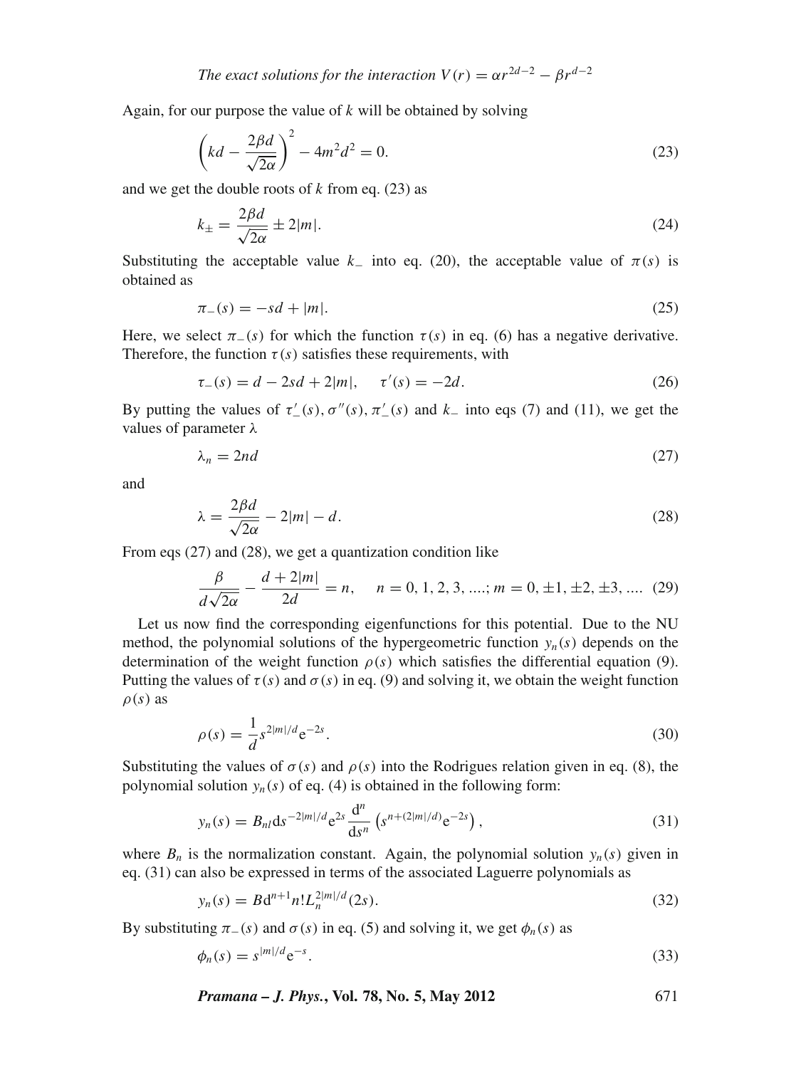Again, for our purpose the value of $k$ will be obtained by solving

$$\left(kd - \frac{2\beta d}{\sqrt{2\alpha}}\right)^2 - 4m^2d^2 = 0. \tag{23}$$

and we get the double roots of $k$ from eq. (23) as

$$k_{\pm} = \frac{2\beta d}{\sqrt{2\alpha}} \pm 2|m|. \tag{24}$$

Substituting the acceptable value $k_-$ into eq. (20), the acceptable value of $\pi(s)$ is obtained as

$$\pi_-(s) = -sd + |m|. \tag{25}$$

Here, we select $\pi_-(s)$ for which the function $\tau(s)$ in eq. (6) has a negative derivative. Therefore, the function $\tau(s)$ satisfies these requirements, with

$$\tau_-(s) = d - 2sd + 2|m|, \quad \tau'(s) = -2d. \tag{26}$$

By putting the values of $\tau'_-(s), \sigma''(s), \pi'_-(s)$ and $k_-$ into eqs (7) and (11), we get the values of parameter $\lambda$

$$\lambda_n = 2nd \tag{27}$$

and

$$\lambda = \frac{2\beta d}{\sqrt{2\alpha}} - 2|m| - d. \tag{28}$$

From eqs (27) and (28), we get a quantization condition like

$$\frac{\beta}{d\sqrt{2\alpha}} - \frac{d + 2|m|}{2d} = n, \quad n = 0, 1, 2, 3, ....; m = 0, \pm 1, \pm 2, \pm 3, .... \tag{29}$$

Let us now find the corresponding eigenfunctions for this potential. Due to the NU method, the polynomial solutions of the hypergeometric function $y_n(s)$ depends on the determination of the weight function $\rho(s)$ which satisfies the differential equation (9). Putting the values of $\tau(s)$ and $\sigma(s)$ in eq. (9) and solving it, we obtain the weight function $\rho(s)$ as

$$\rho(s) = \frac{1}{d} s^{2|m|/d} e^{-2s}. \tag{30}$$

Substituting the values of $\sigma(s)$ and $\rho(s)$ into the Rodrigues relation given in eq. (8), the polynomial solution $y_n(s)$ of eq. (4) is obtained in the following form:

$$y_n(s) = B_{nl} d s^{-2|m|/d} e^{2s} \frac{d^n}{ds^n} \left(s^{n+(2|m|/d)} e^{-2s}\right), \tag{31}$$

where $B_n$ is the normalization constant. Again, the polynomial solution $y_n(s)$ given in eq. (31) can also be expressed in terms of the associated Laguerre polynomials as

$$y_n(s) = B d^{n+1} n! L_n^{2|m|/d}(2s). \tag{32}$$

By substituting $\pi_-(s)$ and $\sigma(s)$ in eq. (5) and solving it, we get $\phi_n(s)$ as

$$\phi_n(s) = s^{|m|/d} e^{-s}. \tag{33}$$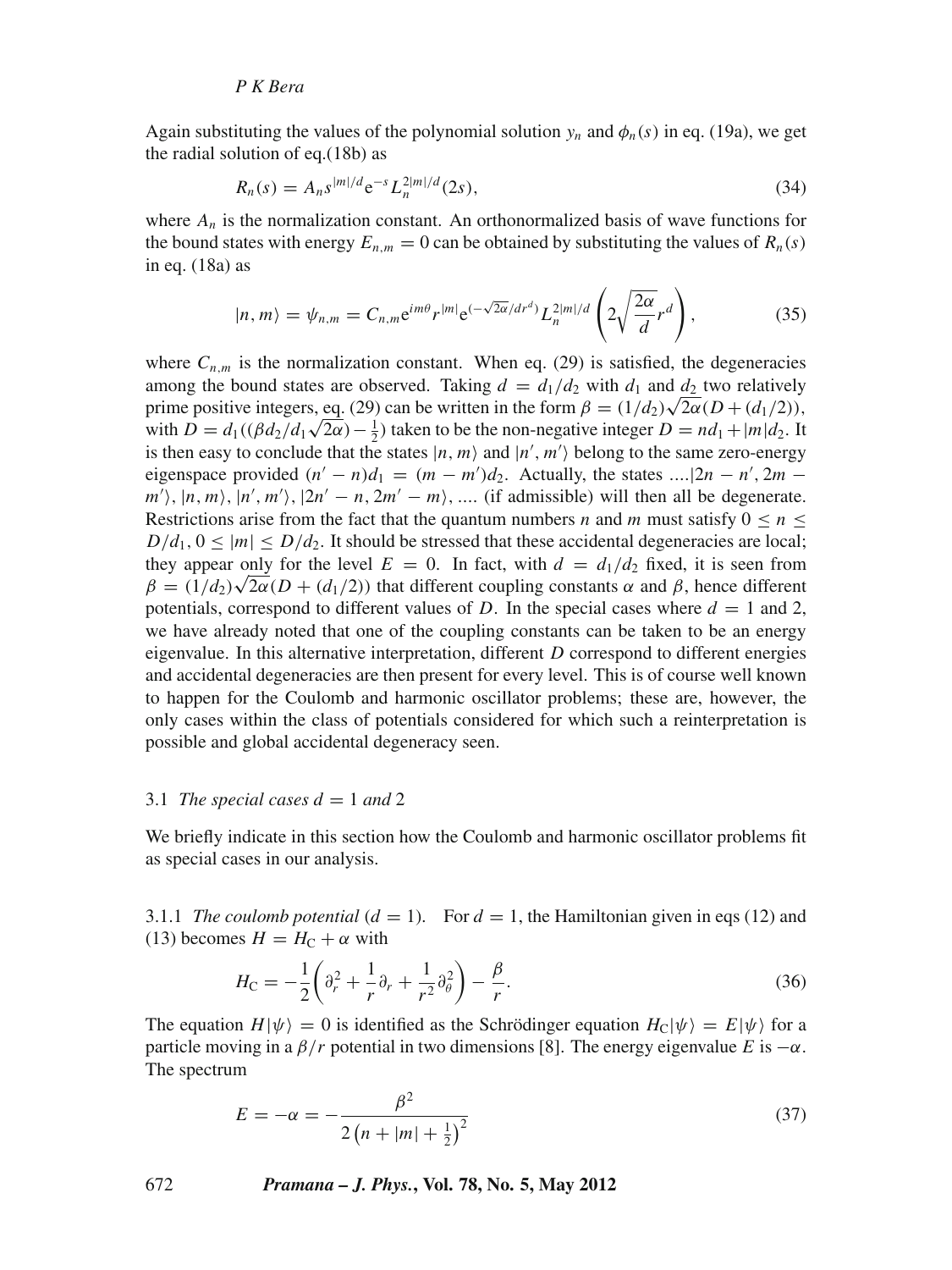Again substituting the values of the polynomial solution $y_n$ and $\phi_n(s)$ in eq. (19a), we get the radial solution of eq.(18b) as

$$R_n(s) = A_n s^{|m|/d} e^{-s} L_n^{2|m|/d}(2s), \tag{34}$$

where $A_n$ is the normalization constant. An orthonormalized basis of wave functions for the bound states with energy $E_{n,m} = 0$ can be obtained by substituting the values of $R_n(s)$ in eq. (18a) as

$$|n, m\rangle = \psi_{n,m} = C_{n,m} e^{im\theta} r^{|m|} e^{(-\sqrt{2\alpha}/dr^d)} L_n^{2|m|/d}\left(2\sqrt{\frac{2\alpha}{d}} r^d\right), \tag{35}$$

where $C_{n,m}$ is the normalization constant. When eq. (29) is satisfied, the degeneracies among the bound states are observed. Taking $d = d_1/d_2$ with $d_1$ and $d_2$ two relatively prime positive integers, eq. (29) can be written in the form $\beta = (1/d_2)\sqrt{2\alpha}(D + (d_1/2))$, with $D = d_1((\beta d_2/d_1\sqrt{2\alpha}) - \frac{1}{2})$ taken to be the non-negative integer $D = nd_1 + |m|d_2$. It is then easy to conclude that the states $|n, m\rangle$ and $|n', m'\rangle$ belong to the same zero-energy eigenspace provided $(n' - n)d_1 = (m - m')d_2$. Actually, the states ....$|2n - n', 2m - m'\rangle$, $|n, m\rangle$, $|n', m'\rangle$, $|2n' - n, 2m' - m\rangle$, .... (if admissible) will then all be degenerate. Restrictions arise from the fact that the quantum numbers $n$ and $m$ must satisfy $0 \le n \le D/d_1$, $0 \le |m| \le D/d_2$. It should be stressed that these accidental degeneracies are local; they appear only for the level $E = 0$. In fact, with $d = d_1/d_2$ fixed, it is seen from $\beta = (1/d_2)\sqrt{2\alpha}(D + (d_1/2))$ that different coupling constants $\alpha$ and $\beta$, hence different potentials, correspond to different values of $D$. In the special cases where $d = 1$ and 2, we have already noted that one of the coupling constants can be taken to be an energy eigenvalue. In this alternative interpretation, different $D$ correspond to different energies and accidental degeneracies are then present for every level. This is of course well known to happen for the Coulomb and harmonic oscillator problems; these are, however, the only cases within the class of potentials considered for which such a reinterpretation is possible and global accidental degeneracy seen.

### 3.1 *The special cases $d = 1$ and 2*

We briefly indicate in this section how the Coulomb and harmonic oscillator problems fit as special cases in our analysis.

#### 3.1.1 *The coulomb potential ($d = 1$).*

For $d = 1$, the Hamiltonian given in eqs (12) and (13) becomes $H = H_C + \alpha$ with

$$H_C = -\frac{1}{2}\left(\partial_r^2 + \frac{1}{r}\partial_r + \frac{1}{r^2}\partial_\theta^2\right) - \frac{\beta}{r}. \tag{36}$$

The equation $H|\psi\rangle = 0$ is identified as the Schrödinger equation $H_C|\psi\rangle = E|\psi\rangle$ for a particle moving in a $\beta/r$ potential in two dimensions [8]. The energy eigenvalue $E$ is $-\alpha$. The spectrum

$$E = -\alpha = -\frac{\beta^2}{2\left(n + |m| + \frac{1}{2}\right)^2} \tag{37}$$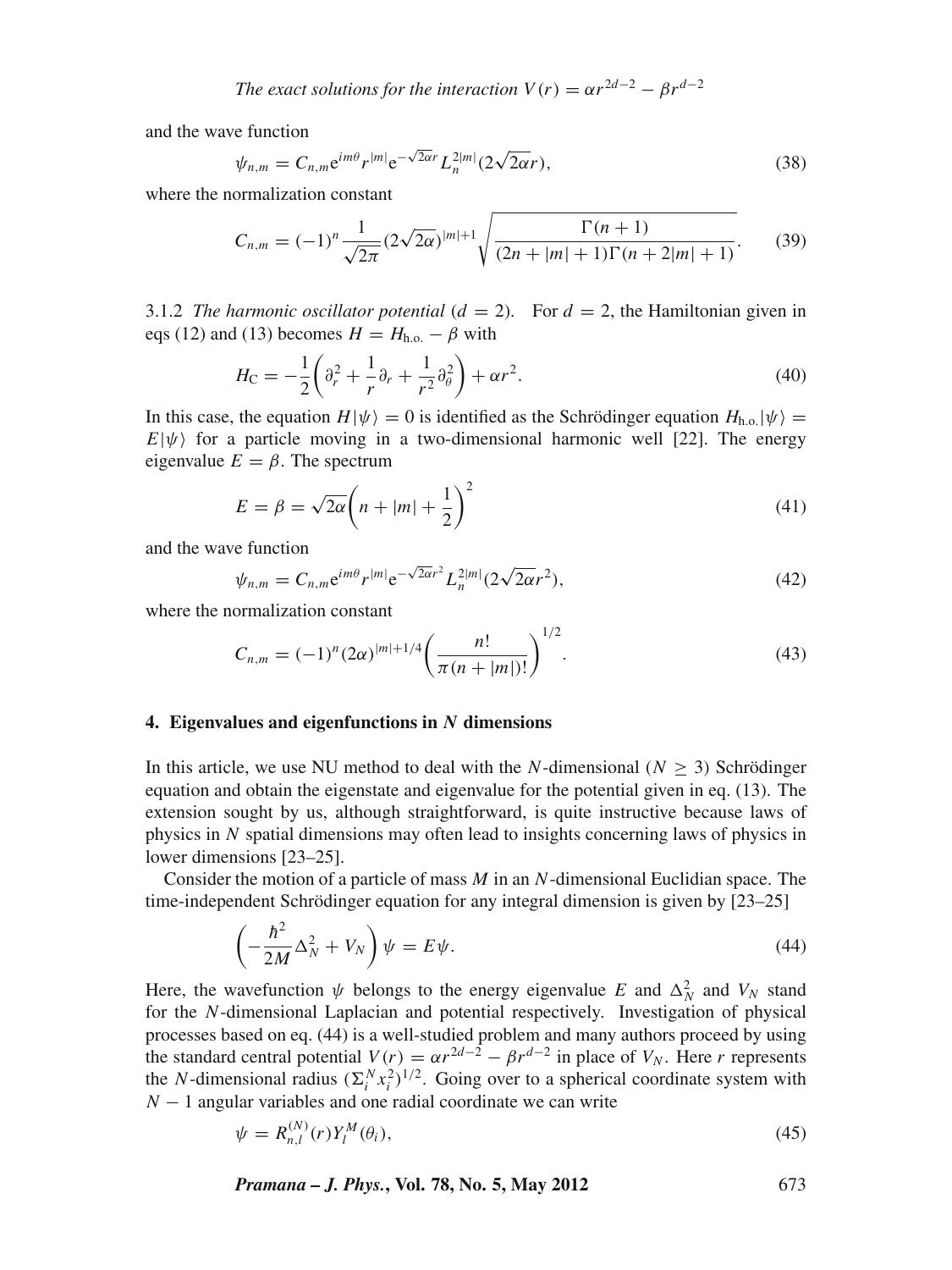and the wave function

$$\psi_{n,m} = C_{n,m} \mathrm{e}^{im\theta} r^{|m|} \mathrm{e}^{-\sqrt{2\alpha}r} L_n^{2|m|}(2\sqrt{2\alpha}r), \tag{38}$$

where the normalization constant

$$C_{n,m} = (-1)^n \frac{1}{\sqrt{2\pi}} (2\sqrt{2\alpha})^{|m|+1} \sqrt{\frac{\Gamma(n+1)}{(2n+|m|+1)\Gamma(n+2|m|+1)}}. \tag{39}$$

3.1.2 *The harmonic oscillator potential* ($d = 2$). For $d = 2$, the Hamiltonian given in eqs (12) and (13) becomes $H = H_{\text{h.o.}} - \beta$ with

$$H_{\text{C}} = -\frac{1}{2}\left(\partial_r^2 + \frac{1}{r}\partial_r + \frac{1}{r^2}\partial_\theta^2\right) + \alpha r^2. \tag{40}$$

In this case, the equation $H|\psi\rangle = 0$ is identified as the Schrödinger equation $H_{\text{h.o.}}|\psi\rangle = E|\psi\rangle$ for a particle moving in a two-dimensional harmonic well [22]. The energy eigenvalue $E = \beta$. The spectrum

$$E = \beta = \sqrt{2\alpha}\left(n + |m| + \frac{1}{2}\right)^2 \tag{41}$$

and the wave function

$$\psi_{n,m} = C_{n,m} \mathrm{e}^{im\theta} r^{|m|} \mathrm{e}^{-\sqrt{2\alpha}r^2} L_n^{2|m|}(2\sqrt{2\alpha}r^2), \tag{42}$$

where the normalization constant

$$C_{n,m} = (-1)^n (2\alpha)^{|m|+1/4} \left(\frac{n!}{\pi(n+|m|)!}\right)^{1/2}. \tag{43}$$

## 4. Eigenvalues and eigenfunctions in $N$ dimensions

In this article, we use NU method to deal with the $N$-dimensional ($N \geq 3$) Schrödinger equation and obtain the eigenstate and eigenvalue for the potential given in eq. (13). The extension sought by us, although straightforward, is quite instructive because laws of physics in $N$ spatial dimensions may often lead to insights concerning laws of physics in lower dimensions [23–25].

Consider the motion of a particle of mass $M$ in an $N$-dimensional Euclidian space. The time-independent Schrödinger equation for any integral dimension is given by [23–25]

$$\left(-\frac{\hbar^2}{2M}\Delta_N^2 + V_N\right)\psi = E\psi. \tag{44}$$

Here, the wavefunction $\psi$ belongs to the energy eigenvalue $E$ and $\Delta_N^2$ and $V_N$ stand for the $N$-dimensional Laplacian and potential respectively. Investigation of physical processes based on eq. (44) is a well-studied problem and many authors proceed by using the standard central potential $V(r) = \alpha r^{2d-2} - \beta r^{d-2}$ in place of $V_N$. Here $r$ represents the $N$-dimensional radius $(\Sigma_i^N x_i^2)^{1/2}$. Going over to a spherical coordinate system with $N - 1$ angular variables and one radial coordinate we can write

$$\psi = R_{n,l}^{(N)}(r) Y_l^M(\theta_i), \tag{45}$$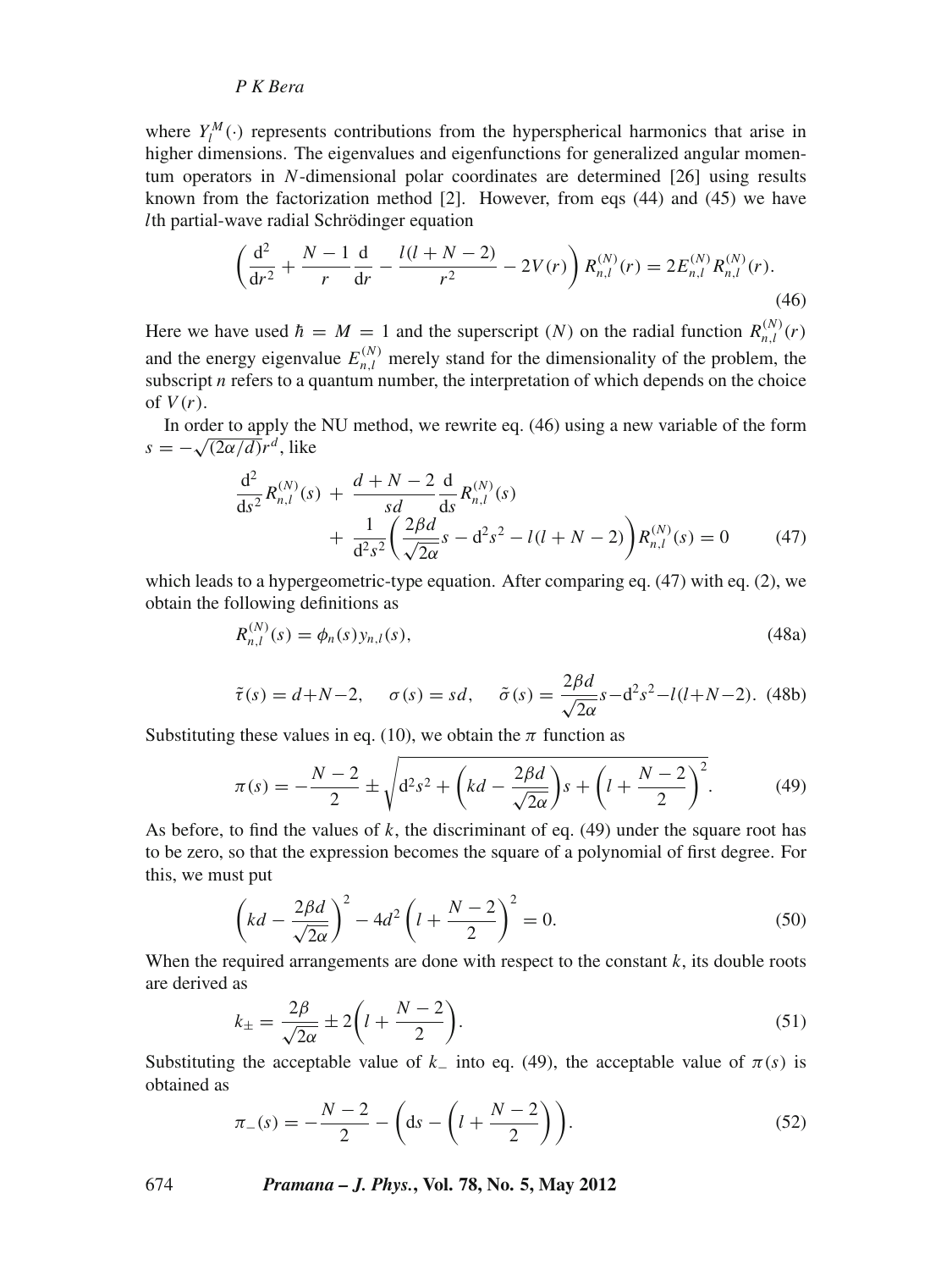where $Y_l^M(\cdot)$ represents contributions from the hyperspherical harmonics that arise in higher dimensions. The eigenvalues and eigenfunctions for generalized angular momentum operators in $N$-dimensional polar coordinates are determined [26] using results known from the factorization method [2]. However, from eqs (44) and (45) we have $l$th partial-wave radial Schrödinger equation

$$\left(\frac{\mathrm{d}^2}{\mathrm{d}r^2} + \frac{N-1}{r}\frac{\mathrm{d}}{\mathrm{d}r} - \frac{l(l+N-2)}{r^2} - 2V(r)\right) R_{n,l}^{(N)}(r) = 2E_{n,l}^{(N)} R_{n,l}^{(N)}(r). \tag{46}$$

Here we have used $\hbar = M = 1$ and the superscript $(N)$ on the radial function $R_{n,l}^{(N)}(r)$ and the energy eigenvalue $E_{n,l}^{(N)}$ merely stand for the dimensionality of the problem, the subscript $n$ refers to a quantum number, the interpretation of which depends on the choice of $V(r)$.

In order to apply the NU method, we rewrite eq. (46) using a new variable of the form $s = -\sqrt{(2\alpha/d)}r^d$, like

$$\frac{\mathrm{d}^2}{\mathrm{d}s^2}R_{n,l}^{(N)}(s) + \frac{d+N-2}{sd}\frac{\mathrm{d}}{\mathrm{d}s}R_{n,l}^{(N)}(s) + \frac{1}{\mathrm{d}^2 s^2}\left(\frac{2\beta d}{\sqrt{2\alpha}}s - \mathrm{d}^2 s^2 - l(l+N-2)\right)R_{n,l}^{(N)}(s) = 0 \tag{47}$$

which leads to a hypergeometric-type equation. After comparing eq. (47) with eq. (2), we obtain the following definitions as

$$R_{n,l}^{(N)}(s) = \phi_n(s) y_{n,l}(s), \tag{48a}$$

$$\tilde{\tau}(s) = d+N-2, \quad \sigma(s) = sd, \quad \tilde{\sigma}(s) = \frac{2\beta d}{\sqrt{2\alpha}}s - \mathrm{d}^2 s^2 - l(l+N-2). \tag{48b}$$

Substituting these values in eq. (10), we obtain the $\pi$ function as

$$\pi(s) = -\frac{N-2}{2} \pm \sqrt{\mathrm{d}^2 s^2 + \left(kd - \frac{2\beta d}{\sqrt{2\alpha}}\right)s + \left(l + \frac{N-2}{2}\right)^2}. \tag{49}$$

As before, to find the values of $k$, the discriminant of eq. (49) under the square root has to be zero, so that the expression becomes the square of a polynomial of first degree. For this, we must put

$$\left(kd - \frac{2\beta d}{\sqrt{2\alpha}}\right)^2 - 4d^2\left(l + \frac{N-2}{2}\right)^2 = 0. \tag{50}$$

When the required arrangements are done with respect to the constant $k$, its double roots are derived as

$$k_{\pm} = \frac{2\beta}{\sqrt{2\alpha}} \pm 2\left(l + \frac{N-2}{2}\right). \tag{51}$$

Substituting the acceptable value of $k_-$ into eq. (49), the acceptable value of $\pi(s)$ is obtained as

$$\pi_-(s) = -\frac{N-2}{2} - \left(\mathrm{d}s - \left(l + \frac{N-2}{2}\right)\right). \tag{52}$$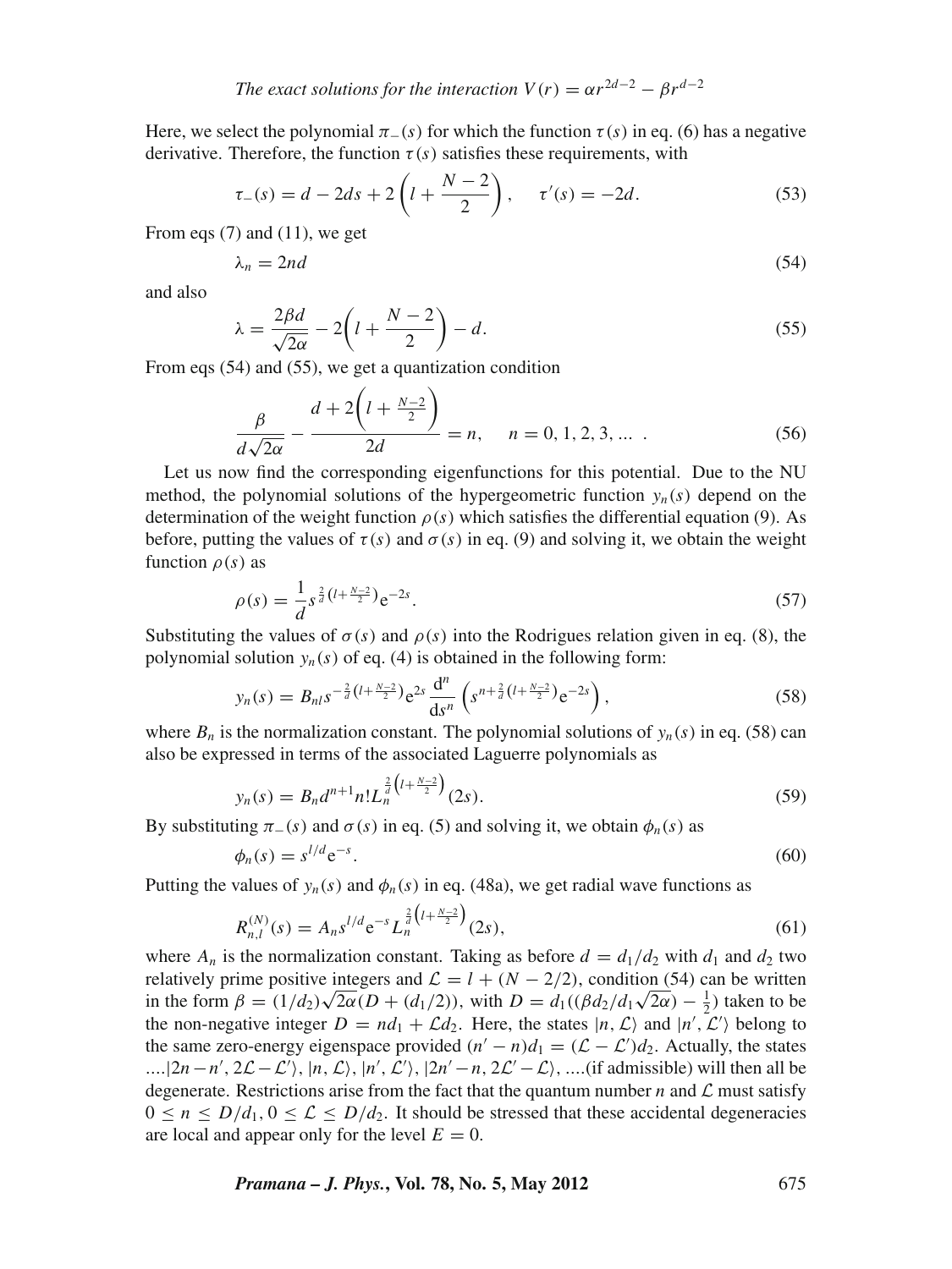Here, we select the polynomial $\pi_-(s)$ for which the function $\tau(s)$ in eq. (6) has a negative derivative. Therefore, the function $\tau(s)$ satisfies these requirements, with

$$\tau_-(s) = d - 2ds + 2\left(l + \frac{N-2}{2}\right), \qquad \tau'(s) = -2d. \tag{53}$$

From eqs (7) and (11), we get

$$\lambda_n = 2nd \tag{54}$$

and also

$$\lambda = \frac{2\beta d}{\sqrt{2\alpha}} - 2\left(l + \frac{N-2}{2}\right) - d. \tag{55}$$

From eqs (54) and (55), we get a quantization condition

$$\frac{\beta}{d\sqrt{2\alpha}} - \frac{d + 2\left(l + \frac{N-2}{2}\right)}{2d} = n, \qquad n = 0, 1, 2, 3, \ldots \; . \tag{56}$$

Let us now find the corresponding eigenfunctions for this potential. Due to the NU method, the polynomial solutions of the hypergeometric function $y_n(s)$ depend on the determination of the weight function $\rho(s)$ which satisfies the differential equation (9). As before, putting the values of $\tau(s)$ and $\sigma(s)$ in eq. (9) and solving it, we obtain the weight function $\rho(s)$ as

$$\rho(s) = \frac{1}{d} s^{\frac{2}{d}\left(l + \frac{N-2}{2}\right)} \mathrm{e}^{-2s}. \tag{57}$$

Substituting the values of $\sigma(s)$ and $\rho(s)$ into the Rodrigues relation given in eq. (8), the polynomial solution $y_n(s)$ of eq. (4) is obtained in the following form:

$$y_n(s) = B_{nl} s^{-\frac{2}{d}\left(l + \frac{N-2}{2}\right)} \mathrm{e}^{2s} \frac{\mathrm{d}^n}{\mathrm{d}s^n} \left(s^{n + \frac{2}{d}\left(l + \frac{N-2}{2}\right)} \mathrm{e}^{-2s}\right), \tag{58}$$

where $B_n$ is the normalization constant. The polynomial solutions of $y_n(s)$ in eq. (58) can also be expressed in terms of the associated Laguerre polynomials as

$$y_n(s) = B_n d^{n+1} n! L_n^{\frac{2}{d}\left(l + \frac{N-2}{2}\right)}(2s). \tag{59}$$

By substituting $\pi_-(s)$ and $\sigma(s)$ in eq. (5) and solving it, we obtain $\phi_n(s)$ as

$$\phi_n(s) = s^{l/d} \mathrm{e}^{-s}. \tag{60}$$

Putting the values of $y_n(s)$ and $\phi_n(s)$ in eq. (48a), we get radial wave functions as

$$R_{n,l}^{(N)}(s) = A_n s^{l/d} \mathrm{e}^{-s} L_n^{\frac{2}{d}\left(l + \frac{N-2}{2}\right)}(2s), \tag{61}$$

where $A_n$ is the normalization constant. Taking as before $d = d_1/d_2$ with $d_1$ and $d_2$ two relatively prime positive integers and $\mathcal{L} = l + (N - 2/2)$, condition (54) can be written in the form $\beta = (1/d_2)\sqrt{2\alpha}(D + (d_1/2))$, with $D = d_1((\beta d_2/d_1\sqrt{2\alpha}) - \frac{1}{2})$ taken to be the non-negative integer $D = nd_1 + \mathcal{L}d_2$. Here, the states $|n, \mathcal{L}\rangle$ and $|n', \mathcal{L}'\rangle$ belong to the same zero-energy eigenspace provided $(n' - n)d_1 = (\mathcal{L} - \mathcal{L}')d_2$. Actually, the states $\ldots|2n - n', 2\mathcal{L} - \mathcal{L}'\rangle, |n, \mathcal{L}\rangle, |n', \mathcal{L}'\rangle, |2n' - n, 2\mathcal{L}' - \mathcal{L}\rangle, \ldots$(if admissible) will then all be degenerate. Restrictions arise from the fact that the quantum number $n$ and $\mathcal{L}$ must satisfy $0 \leq n \leq D/d_1, 0 \leq \mathcal{L} \leq D/d_2$. It should be stressed that these accidental degeneracies are local and appear only for the level $E = 0$.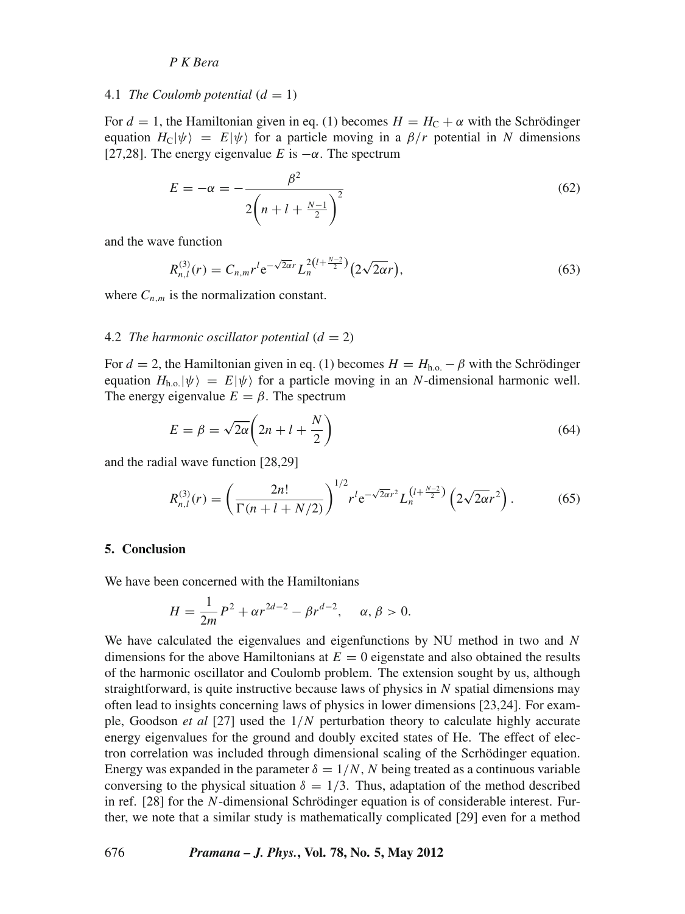### 4.1 *The Coulomb potential* ($d = 1$)

For $d = 1$, the Hamiltonian given in eq. (1) becomes $H = H_{\rm C} + \alpha$ with the Schrödinger equation $H_{\rm C}|\psi\rangle = E|\psi\rangle$ for a particle moving in a $\beta/r$ potential in $N$ dimensions [27,28]. The energy eigenvalue $E$ is $-\alpha$. The spectrum

$$E = -\alpha = -\frac{\beta^2}{2\left(n + l + \frac{N-1}{2}\right)^2} \tag{62}$$

and the wave function

$$R_{n,l}^{(3)}(r) = C_{n,m} r^l \mathrm{e}^{-\sqrt{2\alpha}r} L_n^{2\left(l+\frac{N-2}{2}\right)}\left(2\sqrt{2\alpha}r\right), \tag{63}$$

where $C_{n,m}$ is the normalization constant.

### 4.2 *The harmonic oscillator potential* ($d = 2$)

For $d = 2$, the Hamiltonian given in eq. (1) becomes $H = H_{\rm h.o.} - \beta$ with the Schrödinger equation $H_{\rm h.o.}|\psi\rangle = E|\psi\rangle$ for a particle moving in an $N$-dimensional harmonic well. The energy eigenvalue $E = \beta$. The spectrum

$$E = \beta = \sqrt{2\alpha}\left(2n + l + \frac{N}{2}\right) \tag{64}$$

and the radial wave function [28,29]

$$R_{n,l}^{(3)}(r) = \left(\frac{2n!}{\Gamma(n + l + N/2)}\right)^{1/2} r^l \mathrm{e}^{-\sqrt{2\alpha}r^2} L_n^{\left(l+\frac{N-2}{2}\right)}\left(2\sqrt{2\alpha}r^2\right). \tag{65}$$

## 5. Conclusion

We have been concerned with the Hamiltonians

$$H = \frac{1}{2m}P^2 + \alpha r^{2d-2} - \beta r^{d-2}, \quad \alpha, \beta > 0.$$

We have calculated the eigenvalues and eigenfunctions by NU method in two and $N$ dimensions for the above Hamiltonians at $E = 0$ eigenstate and also obtained the results of the harmonic oscillator and Coulomb problem. The extension sought by us, although straightforward, is quite instructive because laws of physics in $N$ spatial dimensions may often lead to insights concerning laws of physics in lower dimensions [23,24]. For example, Goodson *et al* [27] used the $1/N$ perturbation theory to calculate highly accurate energy eigenvalues for the ground and doubly excited states of He. The effect of electron correlation was included through dimensional scaling of the Scrhödinger equation. Energy was expanded in the parameter $\delta = 1/N$, $N$ being treated as a continuous variable conversing to the physical situation $\delta = 1/3$. Thus, adaptation of the method described in ref. [28] for the $N$-dimensional Schrödinger equation is of considerable interest. Further, we note that a similar study is mathematically complicated [29] even for a method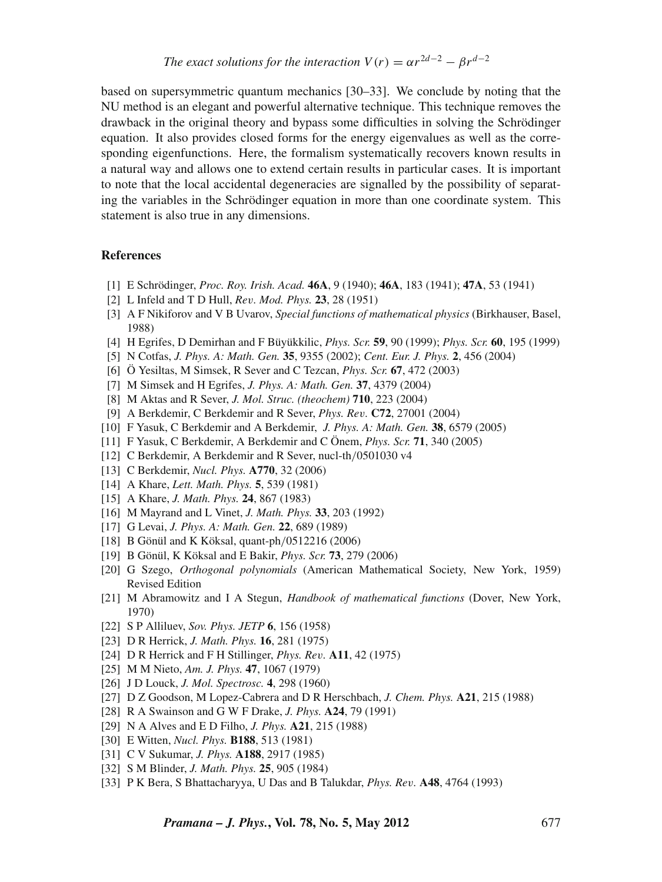based on supersymmetric quantum mechanics [30–33]. We conclude by noting that the NU method is an elegant and powerful alternative technique. This technique removes the drawback in the original theory and bypass some difficulties in solving the Schrödinger equation. It also provides closed forms for the energy eigenvalues as well as the corresponding eigenfunctions. Here, the formalism systematically recovers known results in a natural way and allows one to extend certain results in particular cases. It is important to note that the local accidental degeneracies are signalled by the possibility of separating the variables in the Schrödinger equation in more than one coordinate system. This statement is also true in any dimensions.

## References

[1] E Schrödinger, *Proc. Roy. Irish. Acad.* **46A**, 9 (1940); **46A**, 183 (1941); **47A**, 53 (1941)

[2] L Infeld and T D Hull, *Rev. Mod. Phys.* **23**, 28 (1951)

[3] A F Nikiforov and V B Uvarov, *Special functions of mathematical physics* (Birkhauser, Basel, 1988)

[4] H Egrifes, D Demirhan and F Büyükkilic, *Phys. Scr.* **59**, 90 (1999); *Phys. Scr.* **60**, 195 (1999)

[5] N Cotfas, *J. Phys. A: Math. Gen.* **35**, 9355 (2002); *Cent. Eur. J. Phys.* **2**, 456 (2004)

[6] Ö Yesiltas, M Simsek, R Sever and C Tezcan, *Phys. Scr.* **67**, 472 (2003)

[7] M Simsek and H Egrifes, *J. Phys. A: Math. Gen.* **37**, 4379 (2004)

[8] M Aktas and R Sever, *J. Mol. Struc. (theochem)* **710**, 223 (2004)

[9] A Berkdemir, C Berkdemir and R Sever, *Phys. Rev.* **C72**, 27001 (2004)

[10] F Yasuk, C Berkdemir and A Berkdemir, *J. Phys. A: Math. Gen.* **38**, 6579 (2005)

[11] F Yasuk, C Berkdemir, A Berkdemir and C Önem, *Phys. Scr.* **71**, 340 (2005)

[12] C Berkdemir, A Berkdemir and R Sever, nucl-th/0501030 v4

[13] C Berkdemir, *Nucl. Phys.* **A770**, 32 (2006)

[14] A Khare, *Lett. Math. Phys.* **5**, 539 (1981)

[15] A Khare, *J. Math. Phys.* **24**, 867 (1983)

[16] M Mayrand and L Vinet, *J. Math. Phys.* **33**, 203 (1992)

[17] G Levai, *J. Phys. A: Math. Gen.* **22**, 689 (1989)

[18] B Gönül and K Köksal, quant-ph/0512216 (2006)

[19] B Gönül, K Köksal and E Bakir, *Phys. Scr.* **73**, 279 (2006)

[20] G Szego, *Orthogonal polynomials* (American Mathematical Society, New York, 1959) Revised Edition

[21] M Abramowitz and I A Stegun, *Handbook of mathematical functions* (Dover, New York, 1970)

[22] S P Alliluev, *Sov. Phys. JETP* **6**, 156 (1958)

[23] D R Herrick, *J. Math. Phys.* **16**, 281 (1975)

[24] D R Herrick and F H Stillinger, *Phys. Rev.* **A11**, 42 (1975)

[25] M M Nieto, *Am. J. Phys.* **47**, 1067 (1979)

[26] J D Louck, *J. Mol. Spectrosc.* **4**, 298 (1960)

[27] D Z Goodson, M Lopez-Cabrera and D R Herschbach, *J. Chem. Phys.* **A21**, 215 (1988)

[28] R A Swainson and G W F Drake, *J. Phys.* **A24**, 79 (1991)

[29] N A Alves and E D Filho, *J. Phys.* **A21**, 215 (1988)

[30] E Witten, *Nucl. Phys.* **B188**, 513 (1981)

[31] C V Sukumar, *J. Phys.* **A188**, 2917 (1985)

[32] S M Blinder, *J. Math. Phys.* **25**, 905 (1984)

[33] P K Bera, S Bhattacharyya, U Das and B Talukdar, *Phys. Rev.* **A48**, 4764 (1993)